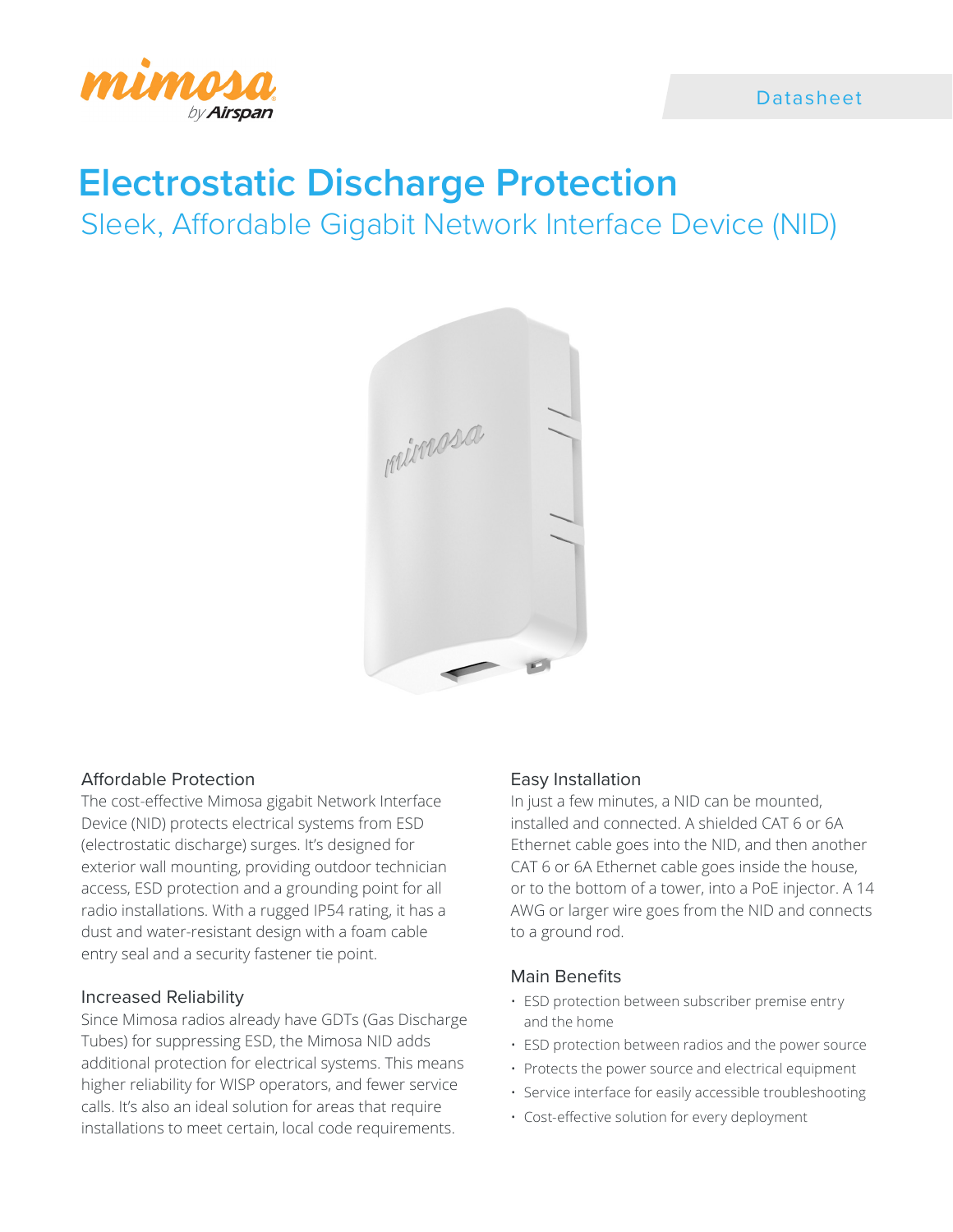Datasheet

# Electrostatic Discharge Protection

## Sleek, Affordable Gigabit Network Interface Device (NID)

### Affordable Protection

The cost-effective Mimosa gigabit Network Interface Device (NID) protects electrical systems from ESD (electrostatic discharge) surges. It's designed for exterior wall mounting, providing outdoor technician access, ESD protection and a grounding point for all radio installations. With a rugged IP54 rating, it has a dust and water-resistant design with a foam cable entry seal and a security fastener tie point.

### Increased Reliability

Since Mimosa radios already have GDTs (Gas Discharge Tubes) for suppressing ESD, the Mimosa NID adds additional protection for electrical systems. This means higher reliability for WISP operators, and fewer service calls. It's also an ideal solution for areas that require installations to meet certain, local code requirements.

### Easy Installation

In just a few minutes, a NID can be mounted, installed and connected. A shielded CAT 6 or 6A Ethernet cable goes into the NID, and then another CAT 6 or 6A Ethernet cable goes inside the house, or to the bottom of a tower, into a PoE injector. A 14 AWG or larger wire goes from the NID and connects to a ground rod.

### Main Benefits

- ESD protection between subscriber premise entry and the home
- ESD protection between radios and the power source
- Protects the power source and electrical equipment
- Service interface for easily accessible troubleshooting
- Cost-effective solution for every deployment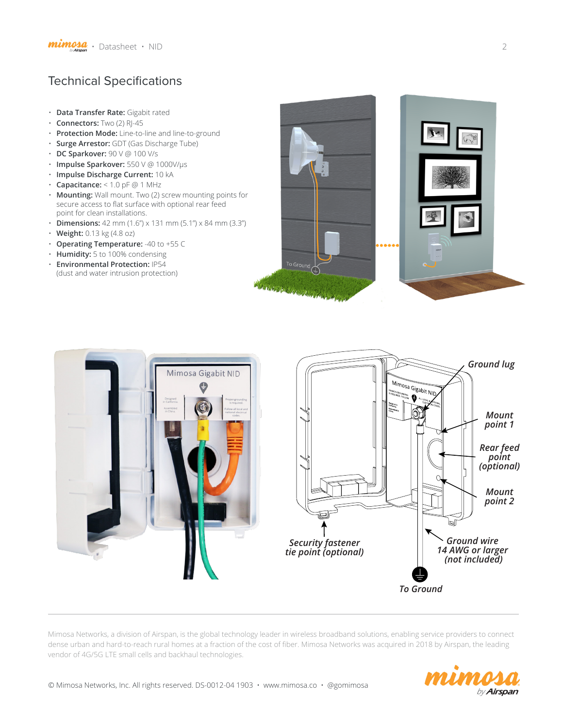## Technical Specifications

- **Data Transfer Rate:** Gigabit rated
- **Connectors:** Two (2) RJ-45
- **Protection Mode:** Line-to-line and line-to-ground
- **Surge Arrestor:** GDT (Gas Discharge Tube)
- **DC Sparkover:** 90 V @ 100 V/s
- **Impulse Sparkover:** 550 V @ 1000V/μs
- **Impulse Discharge Current:** 10 kA
- **Capacitance:** < 1.0 pF @ 1 MHz
- **Mounting:** Wall mount. Two (2) screw mounting points for secure access to flat surface with optional rear feed point for clean installations.
- **Dimensions:** 42 mm (1.6") x 131 mm (5.1") x 84 mm (3.3")
- **Weight:** 0.13 kg (4.8 oz)
- **Operating Temperature:** -40 to +55 C
- **Humidity:** 5 to 100% condensing
- **Environmental Protection:** IP54 (dust and water intrusion protection)

Ground lug

Mount point 1

Rear feed point (optional)

Mount point 2

Security fastener tie point (optional)

Ground wire 14 AWG or larger (not included)

To Ground

Mimosa Networks, a division of Airspan, is the global technology leader in wireless broadband solutions, enabling service providers to connect dense urban and hard-to-reach rural homes at a fraction of the cost of fiber. Mimosa Networks was acquired in 2018 by Airspan, the leading vendor of 4G/5G LTE small cells and backhaul technologies.

© Mimosa Networks, Inc. All rights reserved. DS-0012-04 1903 • www.mimosa.co • @gomimosa